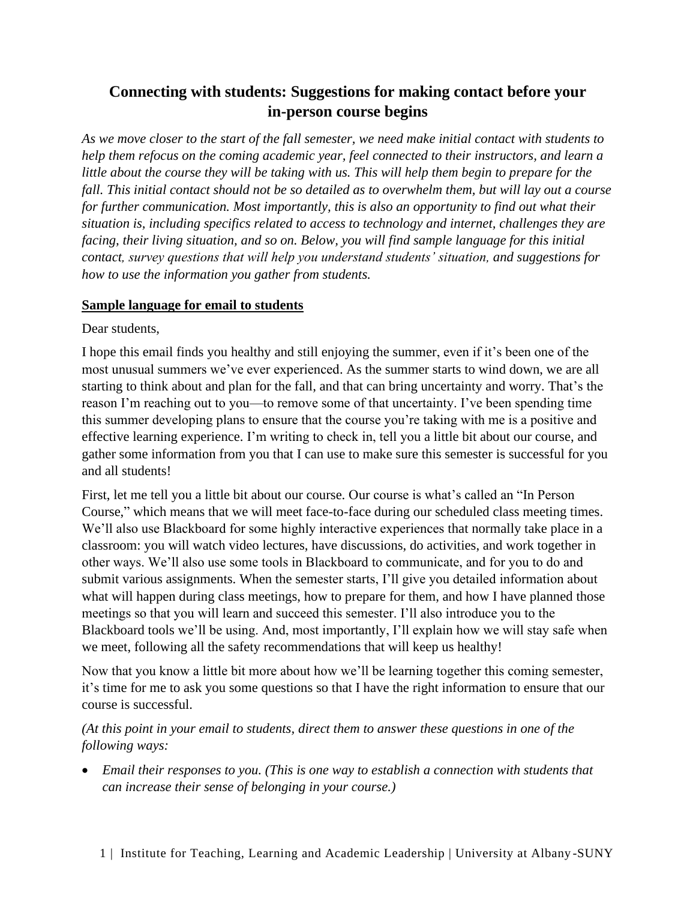# Connecting with students: Suggestions for making contact before your in-person course begins

*As we move closer to the start of the fall semester, we need make initial contact with students to help them refocus on the coming academic year, feel connected to their instructors, and learn a little about the course they will be taking with us. This will help them begin to prepare for the fall. This initial contact should not be so detailed as to overwhelm them, but will lay out a course for further communication. Most importantly, this is also an opportunity to find out what their situation is, including specifics related to access to technology and internet, challenges they are facing, their living situation, and so on. Below, you will find sample language for this initial contact, survey questions that will help you understand students' situation, and suggestions for how to use the information you gather from students.*

**Sample language for email to students**

Dear students,

I hope this email finds you healthy and still enjoying the summer, even if it's been one of the most unusual summers we've ever experienced. As the summer starts to wind down, we are all starting to think about and plan for the fall, and that can bring uncertainty and worry. That's the reason I'm reaching out to you—to remove some of that uncertainty. I've been spending time this summer developing plans to ensure that the course you're taking with me is a positive and effective learning experience. I'm writing to check in, tell you a little bit about our course, and gather some information from you that I can use to make sure this semester is successful for you and all students!

First, let me tell you a little bit about our course. Our course is what's called an "In Person Course," which means that we will meet face-to-face during our scheduled class meeting times. We'll also use Blackboard for some highly interactive experiences that normally take place in a classroom: you will watch video lectures, have discussions, do activities, and work together in other ways. We'll also use some tools in Blackboard to communicate, and for you to do and submit various assignments. When the semester starts, I'll give you detailed information about what will happen during class meetings, how to prepare for them, and how I have planned those meetings so that you will learn and succeed this semester. I'll also introduce you to the Blackboard tools we'll be using. And, most importantly, I'll explain how we will stay safe when we meet, following all the safety recommendations that will keep us healthy!

Now that you know a little bit more about how we'll be learning together this coming semester, it's time for me to ask you some questions so that I have the right information to ensure that our course is successful.

*(At this point in your email to students, direct them to answer these questions in one of the following ways:*

- *Email their responses to you. (This is one way to establish a connection with students that can increase their sense of belonging in your course.)*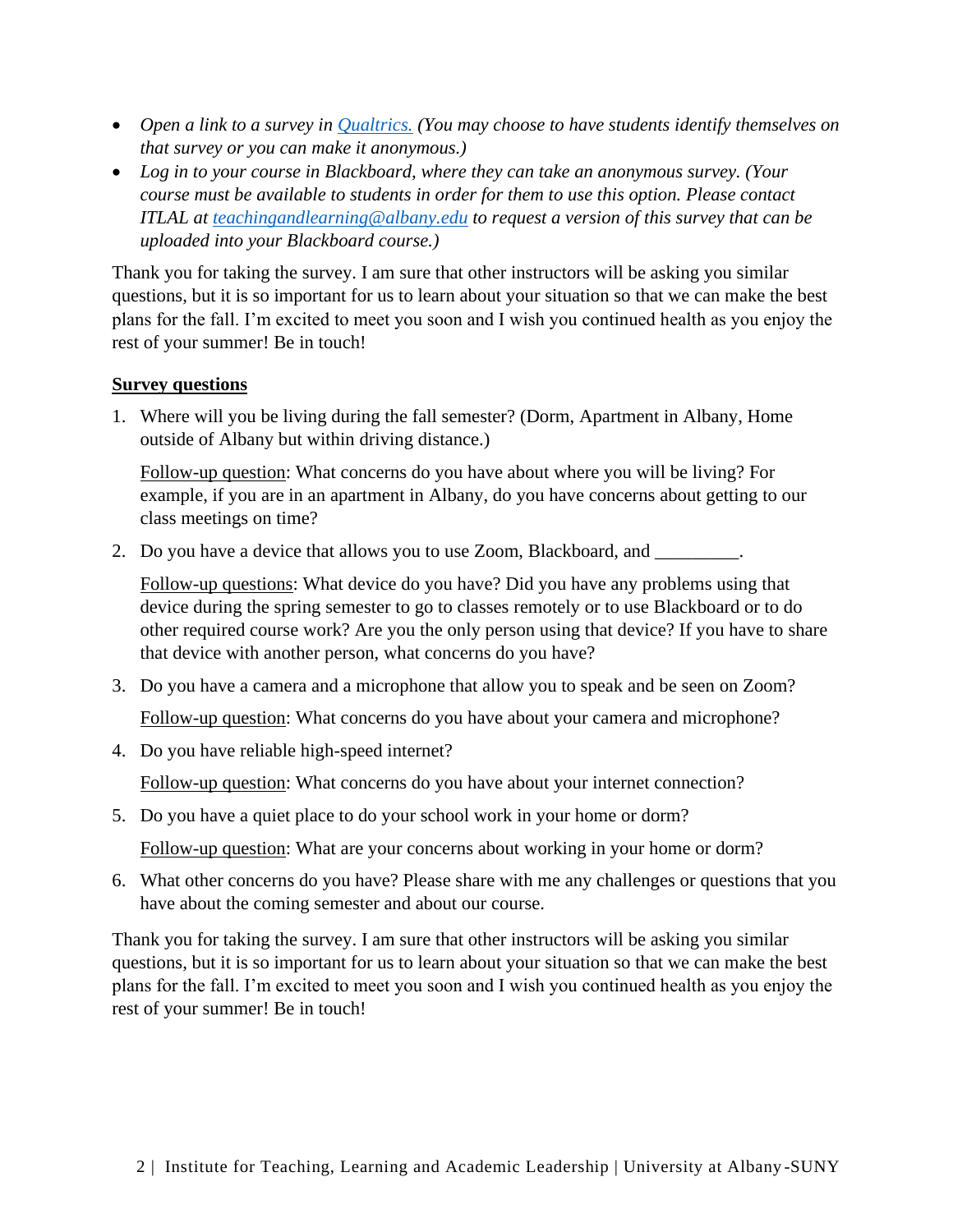- *Open a link to a survey in [Qualtrics.](#) (You may choose to have students identify themselves on that survey or you can make it anonymous.)*
- *Log in to your course in Blackboard, where they can take an anonymous survey. (Your course must be available to students in order for them to use this option. Please contact ITLAL at [teachingandlearning@albany.edu](mailto:teachingandlearning@albany.edu) to request a version of this survey that can be uploaded into your Blackboard course.)*

Thank you for taking the survey. I am sure that other instructors will be asking you similar questions, but it is so important for us to learn about your situation so that we can make the best plans for the fall. I'm excited to meet you soon and I wish you continued health as you enjoy the rest of your summer! Be in touch!

**Survey questions**

1. Where will you be living during the fall semester? (Dorm, Apartment in Albany, Home outside of Albany but within driving distance.)

   Follow-up question: What concerns do you have about where you will be living? For example, if you are in an apartment in Albany, do you have concerns about getting to our class meetings on time?

2. Do you have a device that allows you to use Zoom, Blackboard, and _________.

   Follow-up questions: What device do you have? Did you have any problems using that device during the spring semester to go to classes remotely or to use Blackboard or to do other required course work? Are you the only person using that device? If you have to share that device with another person, what concerns do you have?

3. Do you have a camera and a microphone that allow you to speak and be seen on Zoom?

   Follow-up question: What concerns do you have about your camera and microphone?

4. Do you have reliable high-speed internet?

   Follow-up question: What concerns do you have about your internet connection?

5. Do you have a quiet place to do your school work in your home or dorm?

   Follow-up question: What are your concerns about working in your home or dorm?

6. What other concerns do you have? Please share with me any challenges or questions that you have about the coming semester and about our course.

Thank you for taking the survey. I am sure that other instructors will be asking you similar questions, but it is so important for us to learn about your situation so that we can make the best plans for the fall. I'm excited to meet you soon and I wish you continued health as you enjoy the rest of your summer! Be in touch!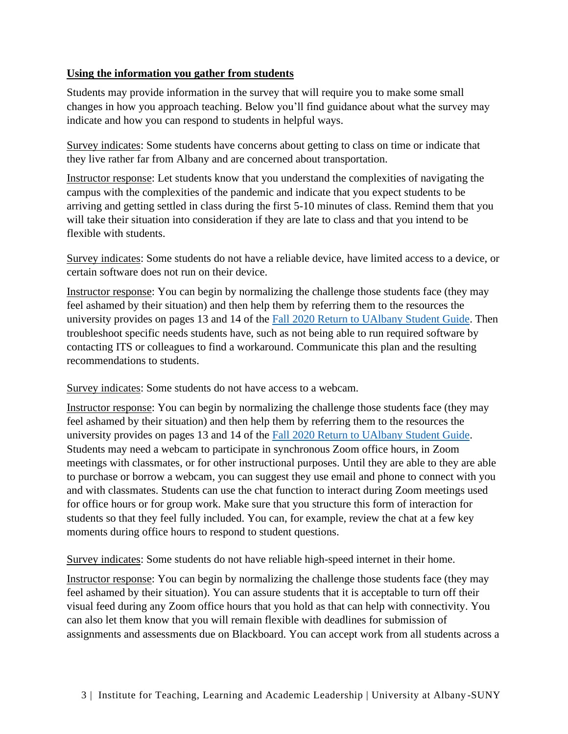## Using the information you gather from students

Students may provide information in the survey that will require you to make some small changes in how you approach teaching. Below you'll find guidance about what the survey may indicate and how you can respond to students in helpful ways.

Survey indicates: Some students have concerns about getting to class on time or indicate that they live rather far from Albany and are concerned about transportation.

Instructor response: Let students know that you understand the complexities of navigating the campus with the complexities of the pandemic and indicate that you expect students to be arriving and getting settled in class during the first 5-10 minutes of class. Remind them that you will take their situation into consideration if they are late to class and that you intend to be flexible with students.

Survey indicates: Some students do not have a reliable device, have limited access to a device, or certain software does not run on their device.

Instructor response: You can begin by normalizing the challenge those students face (they may feel ashamed by their situation) and then help them by referring them to the resources the university provides on pages 13 and 14 of the [Fall 2020 Return to UAlbany Student Guide](). Then troubleshoot specific needs students have, such as not being able to run required software by contacting ITS or colleagues to find a workaround. Communicate this plan and the resulting recommendations to students.

Survey indicates: Some students do not have access to a webcam.

Instructor response: You can begin by normalizing the challenge those students face (they may feel ashamed by their situation) and then help them by referring them to the resources the university provides on pages 13 and 14 of the [Fall 2020 Return to UAlbany Student Guide](). Students may need a webcam to participate in synchronous Zoom office hours, in Zoom meetings with classmates, or for other instructional purposes. Until they are able to they are able to purchase or borrow a webcam, you can suggest they use email and phone to connect with you and with classmates. Students can use the chat function to interact during Zoom meetings used for office hours or for group work. Make sure that you structure this form of interaction for students so that they feel fully included. You can, for example, review the chat at a few key moments during office hours to respond to student questions.

Survey indicates: Some students do not have reliable high-speed internet in their home.

Instructor response: You can begin by normalizing the challenge those students face (they may feel ashamed by their situation). You can assure students that it is acceptable to turn off their visual feed during any Zoom office hours that you hold as that can help with connectivity. You can also let them know that you will remain flexible with deadlines for submission of assignments and assessments due on Blackboard. You can accept work from all students across a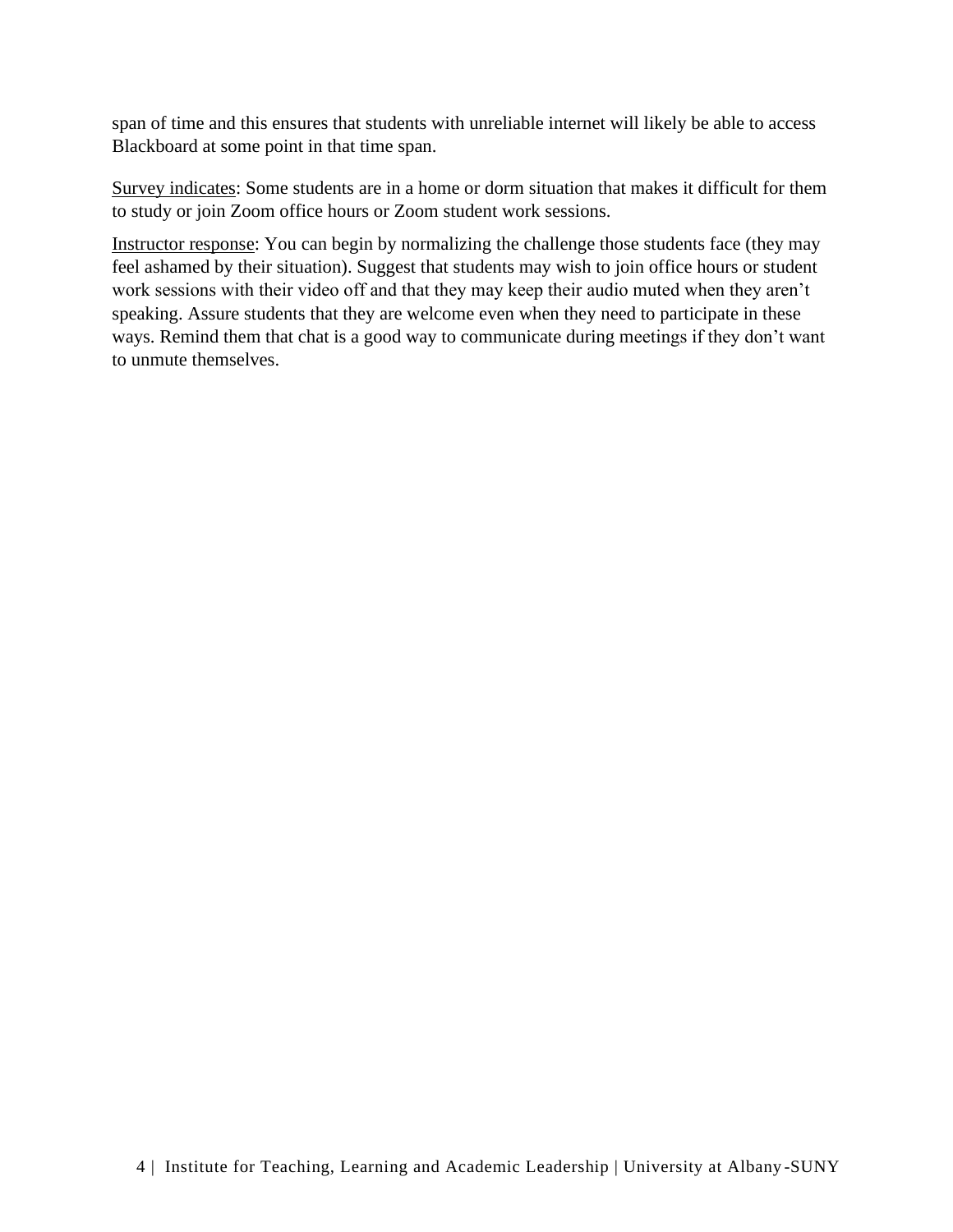span of time and this ensures that students with unreliable internet will likely be able to access Blackboard at some point in that time span.

<u>Survey indicates</u>: Some students are in a home or dorm situation that makes it difficult for them to study or join Zoom office hours or Zoom student work sessions.

<u>Instructor response</u>: You can begin by normalizing the challenge those students face (they may feel ashamed by their situation). Suggest that students may wish to join office hours or student work sessions with their video off and that they may keep their audio muted when they aren't speaking. Assure students that they are welcome even when they need to participate in these ways. Remind them that chat is a good way to communicate during meetings if they don't want to unmute themselves.